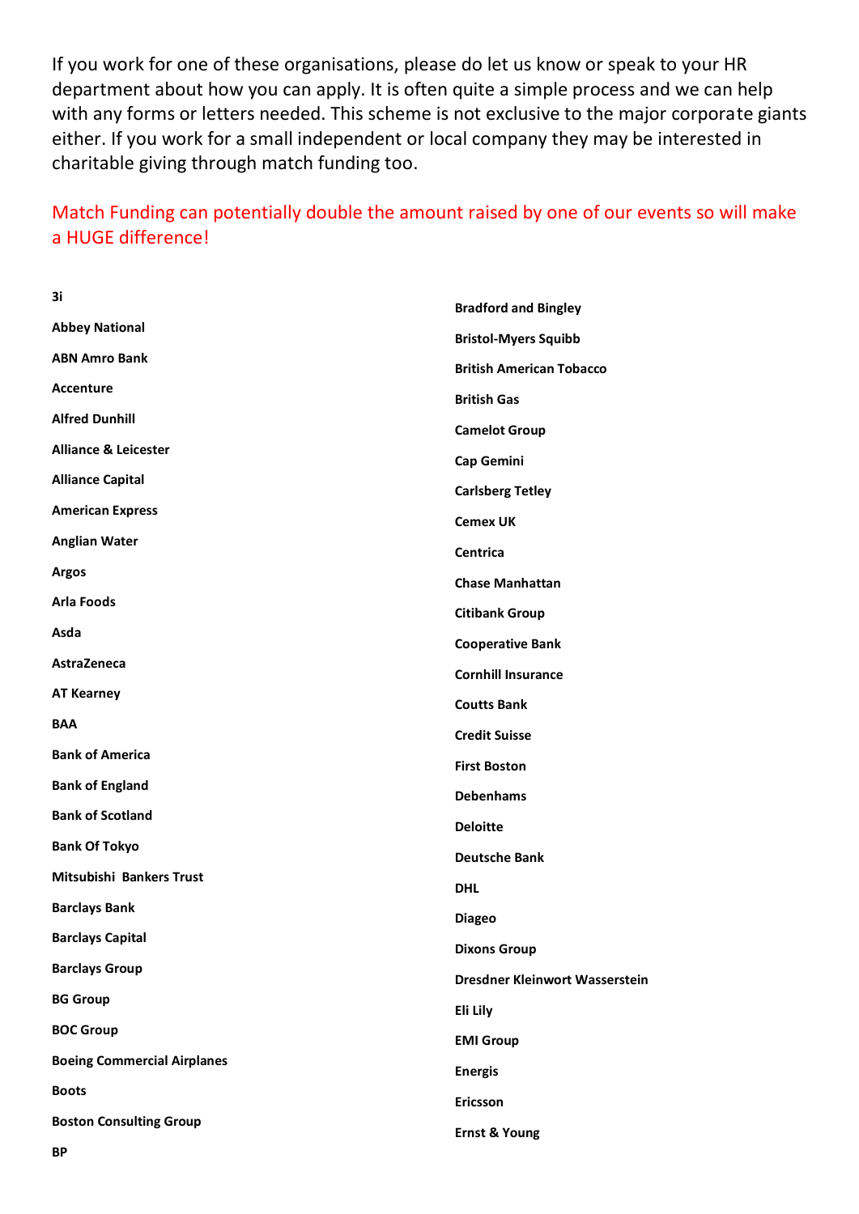If you work for one of these organisations, please do let us know or speak to your HR department about how you can apply. It is often quite a simple process and we can help with any forms or letters needed. This scheme is not exclusive to the major corporate giants either. If you work for a small independent or local company they may be interested in charitable giving through match funding too.

Match Funding can potentially double the amount raised by one of our events so will make a HUGE difference!

**3i**

**Abbey National**

**ABN Amro Bank**

**Accenture**

**Alfred Dunhill**

**Alliance & Leicester**

**Alliance Capital**

**American Express**

**Anglian Water**

**Argos**

**Arla Foods**

**Asda**

**AstraZeneca**

**AT Kearney**

**BAA**

**Bank of America**

**Bank of England**

**Bank of Scotland**

**Bank Of Tokyo**

**Mitsubishi Bankers Trust**

**Barclays Bank**

**Barclays Capital**

**Barclays Group**

**BG Group**

**BOC Group**

**Boeing Commercial Airplanes**

**Boots**

**Boston Consulting Group**

**BP**

**Bradford and Bingley**

**Bristol-Myers Squibb**

**British American Tobacco**

**British Gas**

**Camelot Group**

**Cap Gemini**

**Carlsberg Tetley**

**Cemex UK**

**Centrica**

**Chase Manhattan**

**Citibank Group**

**Cooperative Bank**

**Cornhill Insurance**

**Coutts Bank**

**Credit Suisse**

**First Boston**

**Debenhams**

**Deloitte**

**Deutsche Bank**

**DHL**

**Diageo**

**Dixons Group**

**Dresdner Kleinwort Wasserstein**

**Eli Lily**

**EMI Group**

**Energis**

**Ericsson**

**Ernst & Young**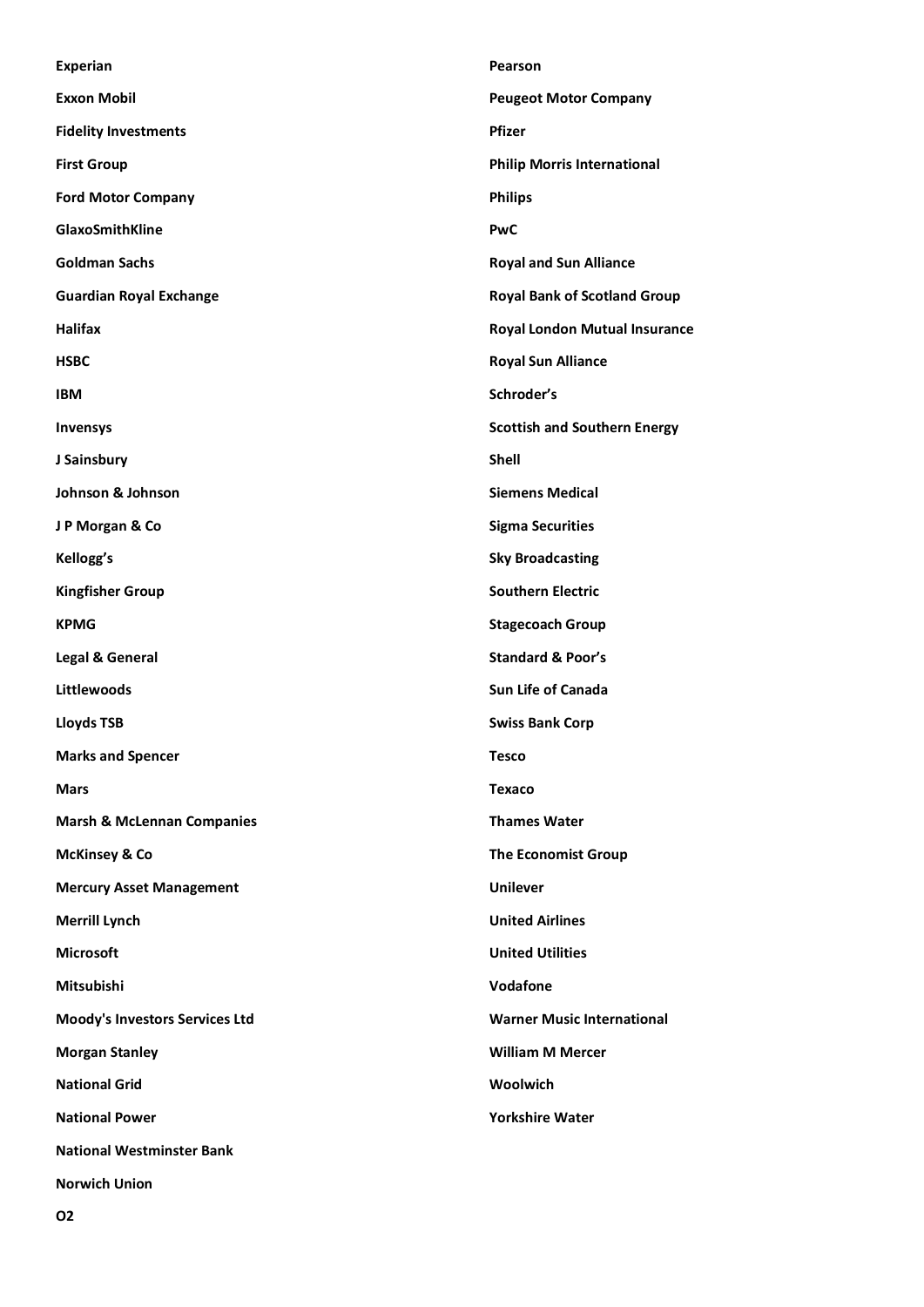**Experian**

**Exxon Mobil**

**Fidelity Investments**

**First Group**

**Ford Motor Company**

**GlaxoSmithKline**

**Goldman Sachs**

**Guardian Royal Exchange**

**Halifax**

**HSBC**

**IBM**

**Invensys**

**J Sainsbury**

**Johnson & Johnson**

**J P Morgan & Co**

**Kellogg's**

**Kingfisher Group**

**KPMG**

**Legal & General**

**Littlewoods**

**Lloyds TSB**

**Marks and Spencer**

**Mars**

**Marsh & McLennan Companies**

**McKinsey & Co**

**Mercury Asset Management**

**Merrill Lynch**

**Microsoft**

**Mitsubishi**

**Moody's Investors Services Ltd**

**Morgan Stanley**

**National Grid**

**National Power**

**National Westminster Bank**

**Norwich Union**

**O2**

**Pearson**

**Peugeot Motor Company**

**Pfizer**

**Philip Morris International**

**Philips**

**PwC**

**Royal and Sun Alliance**

**Royal Bank of Scotland Group**

**Royal London Mutual Insurance**

**Royal Sun Alliance**

**Schroder's**

**Scottish and Southern Energy**

**Shell**

**Siemens Medical**

**Sigma Securities**

**Sky Broadcasting**

**Southern Electric**

**Stagecoach Group**

**Standard & Poor's**

**Sun Life of Canada**

**Swiss Bank Corp**

**Tesco**

**Texaco**

**Thames Water**

**The Economist Group**

**Unilever**

**United Airlines**

**United Utilities**

**Vodafone**

**Warner Music International**

**William M Mercer**

**Woolwich**

**Yorkshire Water**